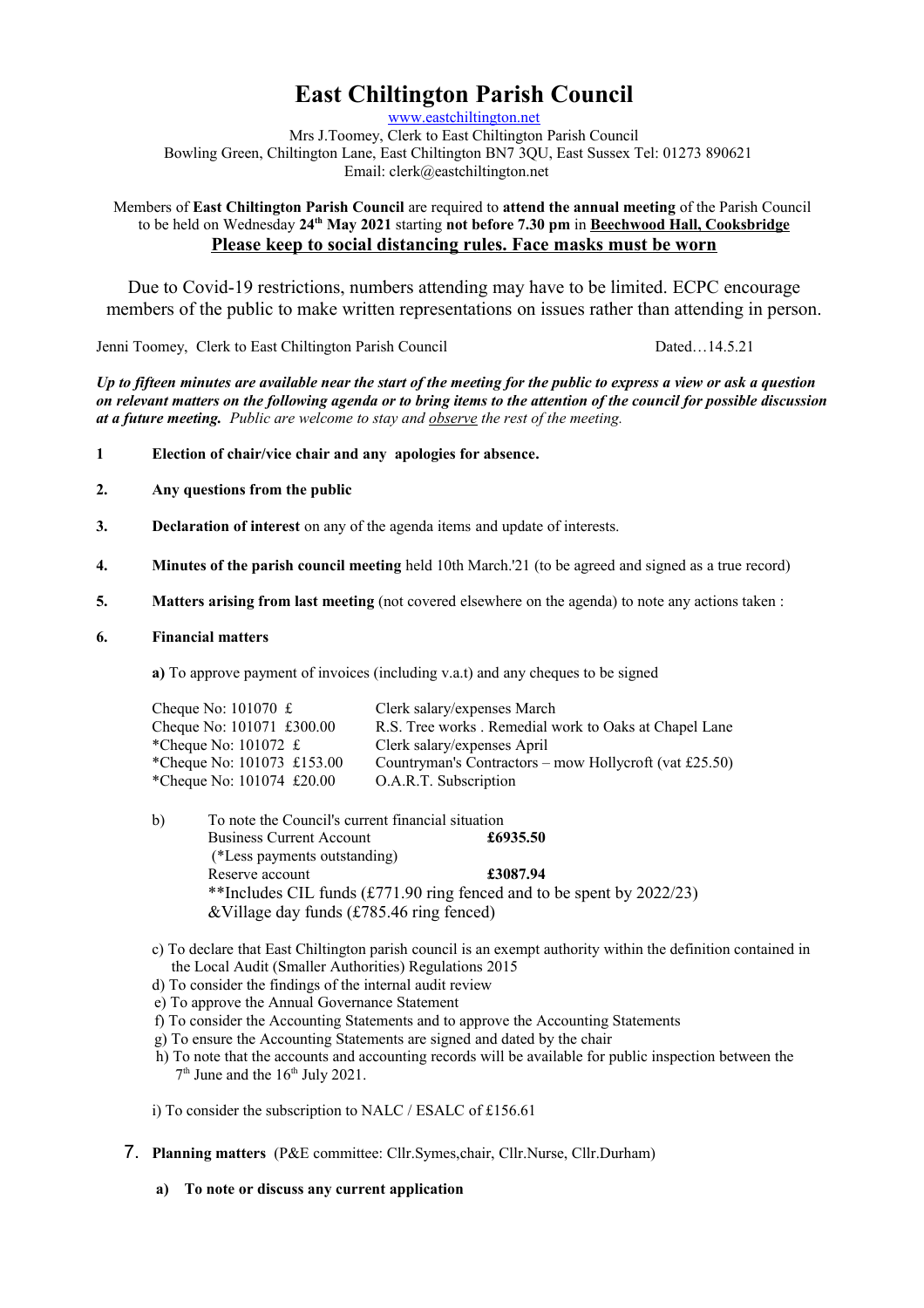# East Chiltington Parish Council

www.eastchiltington.net

Mrs J.Toomey, Clerk to East Chiltington Parish Council
Bowling Green, Chiltington Lane, East Chiltington BN7 3QU, East Sussex Tel: 01273 890621
Email: clerk@eastchiltington.net

Members of **East Chiltington Parish Council** are required to **attend the annual meeting** of the Parish Council to be held on Wednesday **24th May 2021** starting **not before 7.30 pm** in **Beechwood Hall, Cooksbridge**

**Please keep to social distancing rules. Face masks must be worn**

Due to Covid-19 restrictions, numbers attending may have to be limited. ECPC encourage members of the public to make written representations on issues rather than attending in person.

Jenni Toomey, Clerk to East Chiltington Parish Council                                        Dated…14.5.21

***Up to fifteen minutes are available near the start of the meeting for the public to express a view or ask a question on relevant matters on the following agenda or to bring items to the attention of the council for possible discussion at a future meeting.*** *Public are welcome to stay and observe the rest of the meeting.*

**1** **Election of chair/vice chair and any apologies for absence.**

**2.** **Any questions from the public**

**3.** **Declaration of interest** on any of the agenda items and update of interests.

**4.** **Minutes of the parish council meeting** held 10th March.'21 (to be agreed and signed as a true record)

**5.** **Matters arising from last meeting** (not covered elsewhere on the agenda) to note any actions taken :

**6.** **Financial matters**

**a)** To approve payment of invoices (including v.a.t) and any cheques to be signed

| | |
|---|---|
| Cheque No: 101070 £ | Clerk salary/expenses March |
| Cheque No: 101071 £300.00 | R.S. Tree works . Remedial work to Oaks at Chapel Lane |
| *Cheque No: 101072 £ | Clerk salary/expenses April |
| *Cheque No: 101073 £153.00 | Countryman's Contractors – mow Hollycroft (vat £25.50) |
| *Cheque No: 101074 £20.00 | O.A.R.T. Subscription |

b) To note the Council's current financial situation

| | |
|---|---|
| Business Current Account | **£6935.50** |
| (*Less payments outstanding) | |
| Reserve account | **£3087.94** |

**Includes CIL funds (£771.90 ring fenced and to be spent by 2022/23) &Village day funds (£785.46 ring fenced)

c) To declare that East Chiltington parish council is an exempt authority within the definition contained in the Local Audit (Smaller Authorities) Regulations 2015

d) To consider the findings of the internal audit review

e) To approve the Annual Governance Statement

f) To consider the Accounting Statements and to approve the Accounting Statements

g) To ensure the Accounting Statements are signed and dated by the chair

h) To note that the accounts and accounting records will be available for public inspection between the 7th June and the 16th July 2021.

i) To consider the subscription to NALC / ESALC of £156.61

7. **Planning matters** (P&E committee: Cllr.Symes,chair, Cllr.Nurse, Cllr.Durham)

**a) To note or discuss any current application**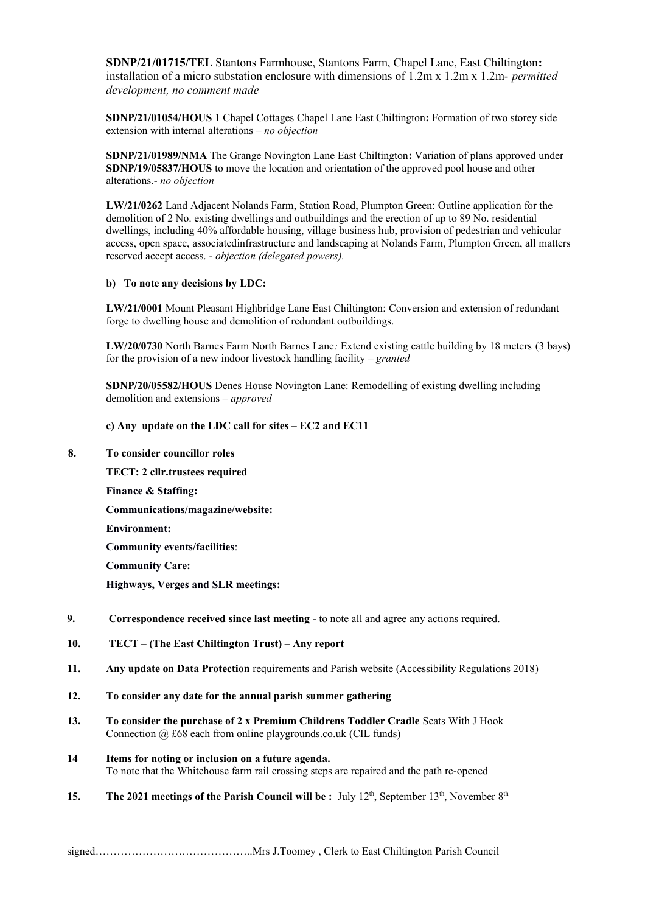**SDNP/21/01715/TEL** Stantons Farmhouse, Stantons Farm, Chapel Lane, East Chiltington**:** installation of a micro substation enclosure with dimensions of 1.2m x 1.2m x 1.2m- *permitted development, no comment made*

**SDNP/21/01054/HOUS** 1 Chapel Cottages Chapel Lane East Chiltington**:** Formation of two storey side extension with internal alterations – *no objection*

**SDNP/21/01989/NMA** The Grange Novington Lane East Chiltington**:** Variation of plans approved under **SDNP/19/05837/HOUS** to move the location and orientation of the approved pool house and other alterations.- *no objection*

**LW/21/0262** Land Adjacent Nolands Farm, Station Road, Plumpton Green: Outline application for the demolition of 2 No. existing dwellings and outbuildings and the erection of up to 89 No. residential dwellings, including 40% affordable housing, village business hub, provision of pedestrian and vehicular access, open space, associatedinfrastructure and landscaping at Nolands Farm, Plumpton Green, all matters reserved accept access. - *objection (delegated powers).*

**b) To note any decisions by LDC:**

**LW/21/0001** Mount Pleasant Highbridge Lane East Chiltington: Conversion and extension of redundant forge to dwelling house and demolition of redundant outbuildings.

**LW/20/0730** North Barnes Farm North Barnes Lane*:* Extend existing cattle building by 18 meters (3 bays) for the provision of a new indoor livestock handling facility – *granted*

**SDNP/20/05582/HOUS** Denes House Novington Lane: Remodelling of existing dwelling including demolition and extensions – *approved*

**c) Any update on the LDC call for sites – EC2 and EC11**

**8. To consider councillor roles**

**TECT: 2 cllr.trustees required**

**Finance & Staffing:**

**Communications/magazine/website:**

**Environment:**

**Community events/facilities**:

**Community Care:**

**Highways, Verges and SLR meetings:**

**9. Correspondence received since last meeting** - to note all and agree any actions required.

**10. TECT – (The East Chiltington Trust) – Any report**

**11. Any update on Data Protection** requirements and Parish website (Accessibility Regulations 2018)

**12. To consider any date for the annual parish summer gathering**

**13. To consider the purchase of 2 x Premium Childrens Toddler Cradle** Seats With J Hook Connection @ £68 each from online playgrounds.co.uk (CIL funds)

**14 Items for noting or inclusion on a future agenda.**
To note that the Whitehouse farm rail crossing steps are repaired and the path re-opened

**15. The 2021 meetings of the Parish Council will be :** July 12th, September 13th, November 8th

signed……………………………………..Mrs J.Toomey , Clerk to East Chiltington Parish Council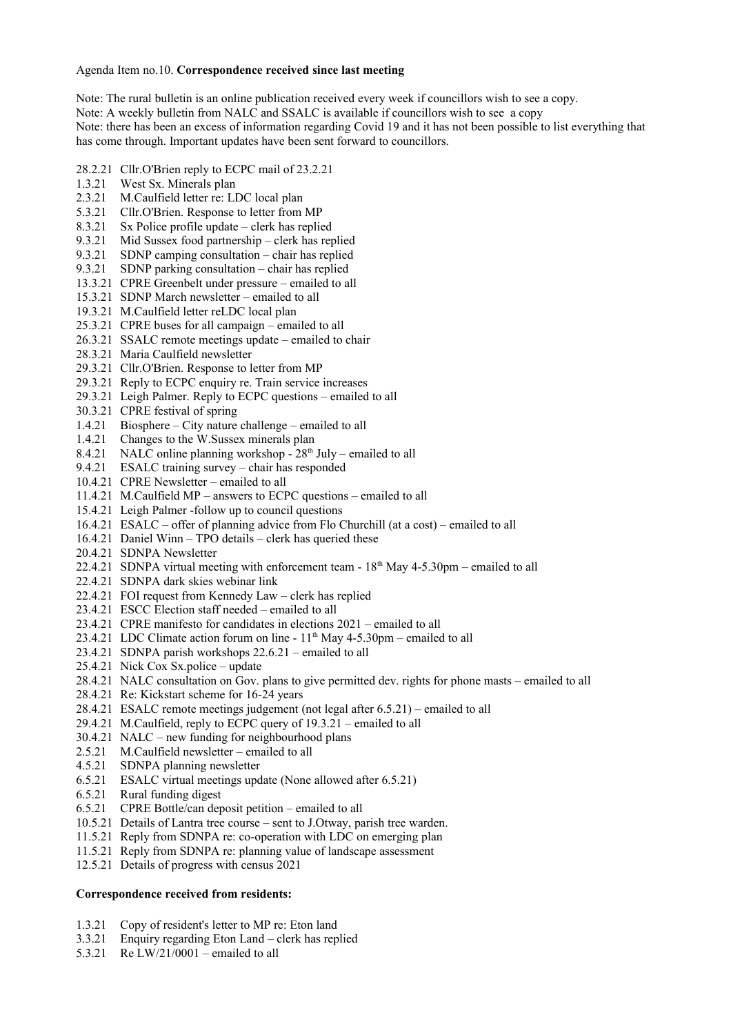Agenda Item no.10. **Correspondence received since last meeting**

Note: The rural bulletin is an online publication received every week if councillors wish to see a copy.
Note: A weekly bulletin from NALC and SSALC is available if councillors wish to see a copy
Note: there has been an excess of information regarding Covid 19 and it has not been possible to list everything that has come through. Important updates have been sent forward to councillors.

28.2.21 Cllr.O'Brien reply to ECPC mail of 23.2.21
1.3.21 West Sx. Minerals plan
2.3.21 M.Caulfield letter re: LDC local plan
5.3.21 Cllr.O'Brien. Response to letter from MP
8.3.21 Sx Police profile update – clerk has replied
9.3.21 Mid Sussex food partnership – clerk has replied
9.3.21 SDNP camping consultation – chair has replied
9.3.21 SDNP parking consultation – chair has replied
13.3.21 CPRE Greenbelt under pressure – emailed to all
15.3.21 SDNP March newsletter – emailed to all
19.3.21 M.Caulfield letter reLDC local plan
25.3.21 CPRE buses for all campaign – emailed to all
26.3.21 SSALC remote meetings update – emailed to chair
28.3.21 Maria Caulfield newsletter
29.3.21 Cllr.O'Brien. Response to letter from MP
29.3.21 Reply to ECPC enquiry re. Train service increases
29.3.21 Leigh Palmer. Reply to ECPC questions – emailed to all
30.3.21 CPRE festival of spring
1.4.21 Biosphere – City nature challenge – emailed to all
1.4.21 Changes to the W.Sussex minerals plan
8.4.21 NALC online planning workshop - 28th July – emailed to all
9.4.21 ESALC training survey – chair has responded
10.4.21 CPRE Newsletter – emailed to all
11.4.21 M.Caulfield MP – answers to ECPC questions – emailed to all
15.4.21 Leigh Palmer -follow up to council questions
16.4.21 ESALC – offer of planning advice from Flo Churchill (at a cost) – emailed to all
16.4.21 Daniel Winn – TPO details – clerk has queried these
20.4.21 SDNPA Newsletter
22.4.21 SDNPA virtual meeting with enforcement team - 18th May 4-5.30pm – emailed to all
22.4.21 SDNPA dark skies webinar link
22.4.21 FOI request from Kennedy Law – clerk has replied
23.4.21 ESCC Election staff needed – emailed to all
23.4.21 CPRE manifesto for candidates in elections 2021 – emailed to all
23.4.21 LDC Climate action forum on line - 11th May 4-5.30pm – emailed to all
23.4.21 SDNPA parish workshops 22.6.21 – emailed to all
25.4.21 Nick Cox Sx.police – update
28.4.21 NALC consultation on Gov. plans to give permitted dev. rights for phone masts – emailed to all
28.4.21 Re: Kickstart scheme for 16-24 years
28.4.21 ESALC remote meetings judgement (not legal after 6.5.21) – emailed to all
29.4.21 M.Caulfield, reply to ECPC query of 19.3.21 – emailed to all
30.4.21 NALC – new funding for neighbourhood plans
2.5.21 M.Caulfield newsletter – emailed to all
4.5.21 SDNPA planning newsletter
6.5.21 ESALC virtual meetings update (None allowed after 6.5.21)
6.5.21 Rural funding digest
6.5.21 CPRE Bottle/can deposit petition – emailed to all
10.5.21 Details of Lantra tree course – sent to J.Otway, parish tree warden.
11.5.21 Reply from SDNPA re: co-operation with LDC on emerging plan
11.5.21 Reply from SDNPA re: planning value of landscape assessment
12.5.21 Details of progress with census 2021

**Correspondence received from residents:**

1.3.21 Copy of resident's letter to MP re: Eton land
3.3.21 Enquiry regarding Eton Land – clerk has replied
5.3.21 Re LW/21/0001 – emailed to all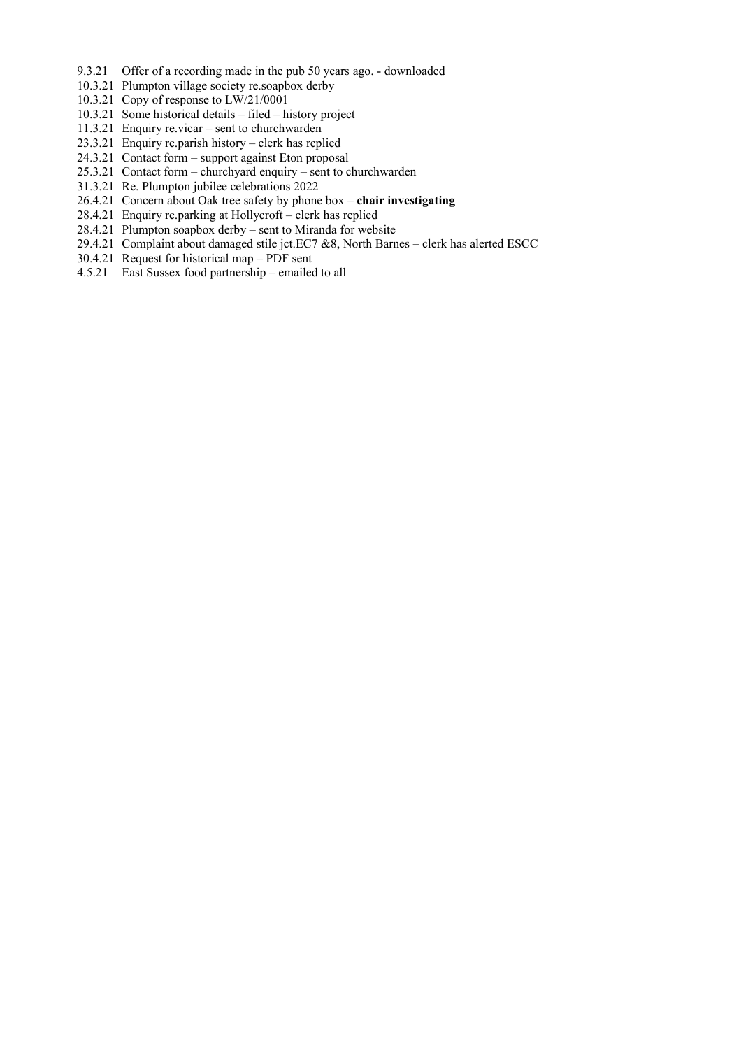9.3.21 Offer of a recording made in the pub 50 years ago. - downloaded
10.3.21 Plumpton village society re.soapbox derby
10.3.21 Copy of response to LW/21/0001
10.3.21 Some historical details – filed – history project
11.3.21 Enquiry re.vicar – sent to churchwarden
23.3.21 Enquiry re.parish history – clerk has replied
24.3.21 Contact form – support against Eton proposal
25.3.21 Contact form – churchyard enquiry – sent to churchwarden
31.3.21 Re. Plumpton jubilee celebrations 2022
26.4.21 Concern about Oak tree safety by phone box – **chair investigating**
28.4.21 Enquiry re.parking at Hollycroft – clerk has replied
28.4.21 Plumpton soapbox derby – sent to Miranda for website
29.4.21 Complaint about damaged stile jct.EC7 &8, North Barnes – clerk has alerted ESCC
30.4.21 Request for historical map – PDF sent
4.5.21 East Sussex food partnership – emailed to all